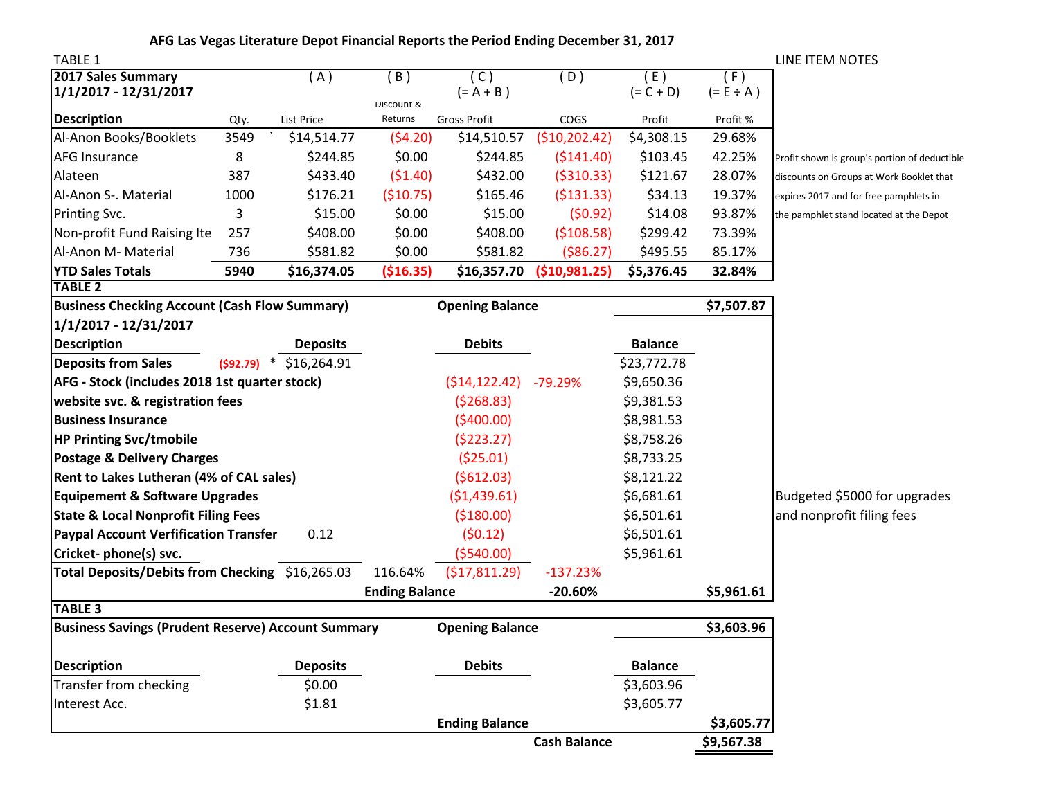## AFG Las Vegas Literature Depot Financial Reports the Period Ending December 31, 2017

TABLE 1

| 2017 Sales Summary 1/1/2017 - 12/31/2017 | | ( A ) | ( B ) | ( C ) (= A + B ) | ( D ) | ( E ) (= C + D) | ( F ) (= E ÷ A ) | LINE ITEM NOTES |
|---|---|---|---|---|---|---|---|---|
| **Description** | Qty. | List Price | Discount & Returns | Gross Profit | COGS | Profit | Profit % | |
| Al-Anon Books/Booklets | 3549 | ` $14,514.77 | ($4.20) | $14,510.57 | ($10,202.42) | $4,308.15 | 29.68% | |
| AFG Insurance | 8 | $244.85 | $0.00 | $244.85 | ($141.40) | $103.45 | 42.25% | Profit shown is group's portion of deductible |
| Alateen | 387 | $433.40 | ($1.40) | $432.00 | ($310.33) | $121.67 | 28.07% | discounts on Groups at Work Booklet that |
| Al-Anon S-. Material | 1000 | $176.21 | ($10.75) | $165.46 | ($131.33) | $34.13 | 19.37% | expires 2017 and for free pamphlets in |
| Printing Svc. | 3 | $15.00 | $0.00 | $15.00 | ($0.92) | $14.08 | 93.87% | the pamphlet stand located at the Depot |
| Non-profit Fund Raising Ite | 257 | $408.00 | $0.00 | $408.00 | ($108.58) | $299.42 | 73.39% | |
| Al-Anon M- Material | 736 | $581.82 | $0.00 | $581.82 | ($86.27) | $495.55 | 85.17% | |
| **YTD Sales Totals** | **5940** | **$16,374.05** | **($16.35)** | **$16,357.70** | **($10,981.25)** | **$5,376.45** | **32.84%** | |

**TABLE 2**

| **Business Checking Account (Cash Flow Summary) 1/1/2017 - 12/31/2017** | | | | | | | **Opening Balance** | **$7,507.87** | |
|---|---|---|---|---|---|---|---|---|---|
| **Description** | | **Deposits** | | **Debits** | | **Balance** | | | |
| **Deposits from Sales** | ($92.79) * | $16,264.91 | | | | $23,772.78 | | | |
| **AFG - Stock (includes 2018 1st quarter stock)** | | | | ($14,122.42) | -79.29% | $9,650.36 | | | |
| **website svc. & registration fees** | | | | ($268.83) | | $9,381.53 | | | |
| **Business Insurance** | | | | ($400.00) | | $8,981.53 | | | |
| **HP Printing Svc/tmobile** | | | | ($223.27) | | $8,758.26 | | | |
| **Postage & Delivery Charges** | | | | ($25.01) | | $8,733.25 | | | |
| **Rent to Lakes Lutheran (4% of CAL sales)** | | | | ($612.03) | | $8,121.22 | | | |
| **Equipement & Software Upgrades** | | | | ($1,439.61) | | $6,681.61 | | | Budgeted $5000 for upgrades |
| **State & Local Nonprofit Filing Fees** | | | | ($180.00) | | $6,501.61 | | | and nonprofit filing fees |
| **Paypal Account Verfification Transfer** | | 0.12 | | ($0.12) | | $6,501.61 | | | |
| **Cricket- phone(s) svc.** | | | | ($540.00) | | $5,961.61 | | | |
| **Total Deposits/Debits from Checking** | | $16,265.03 | 116.64% | ($17,811.29) | -137.23% | | | | |
| | | | **Ending Balance** | | **-20.60%** | | | **$5,961.61** | |

**TABLE 3**

| **Business Savings (Prudent Reserve) Account Summary** | | | **Opening Balance** | **$3,603.96** |
|---|---|---|---|---|
| **Description** | **Deposits** | **Debits** | **Balance** | |
| Transfer from checking | $0.00 | | $3,603.96 | |
| Interest Acc. | $1.81 | | $3,605.77 | |
| | | **Ending Balance** | | **$3,605.77** |
| | | | **Cash Balance** | **$9,567.38** |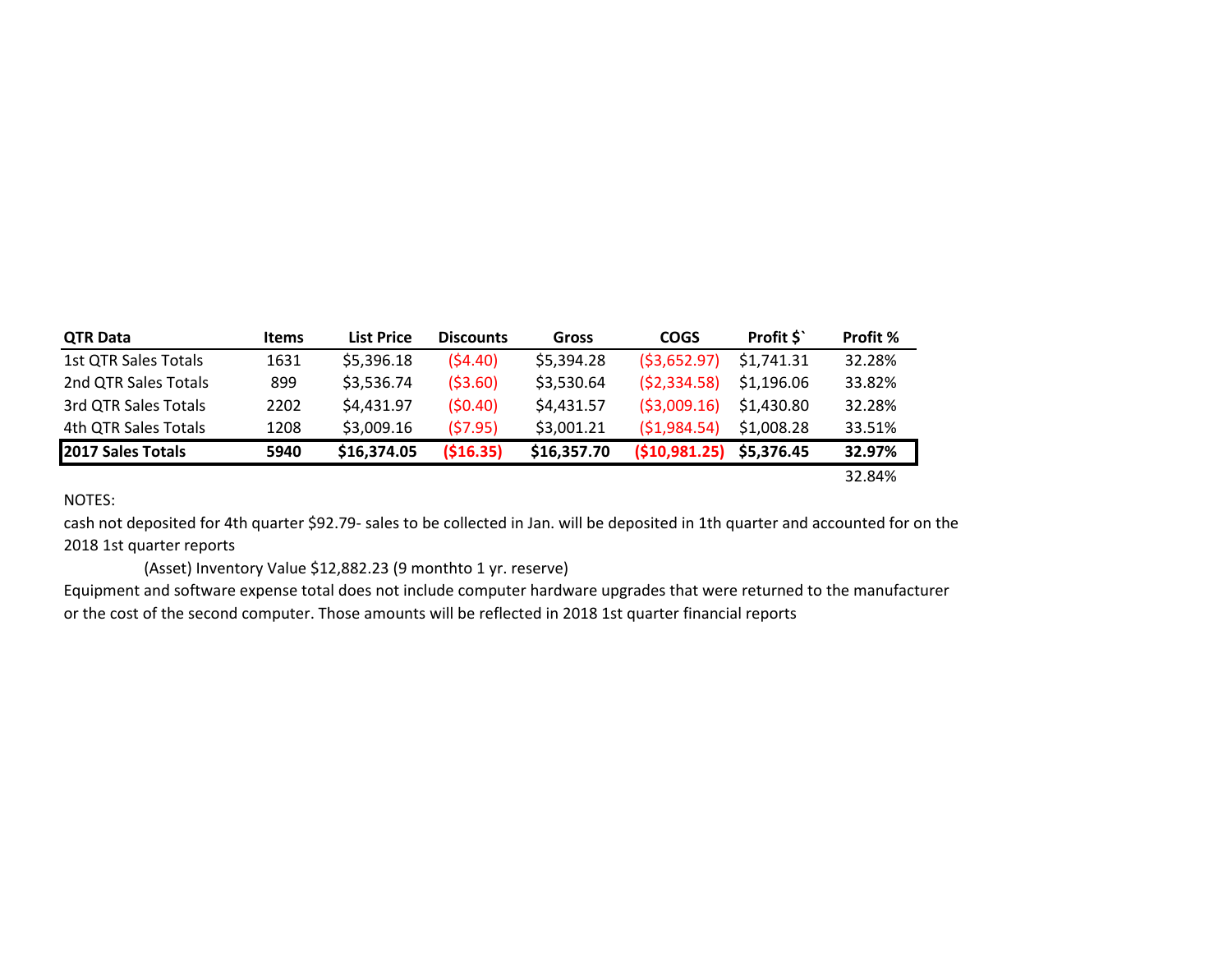| QTR Data | Items | List Price | Discounts | Gross | COGS | Profit $` | Profit % |
|---|---|---|---|---|---|---|---|
| 1st QTR Sales Totals | 1631 | $5,396.18 | ($4.40) | $5,394.28 | ($3,652.97) | $1,741.31 | 32.28% |
| 2nd QTR Sales Totals | 899 | $3,536.74 | ($3.60) | $3,530.64 | ($2,334.58) | $1,196.06 | 33.82% |
| 3rd QTR Sales Totals | 2202 | $4,431.97 | ($0.40) | $4,431.57 | ($3,009.16) | $1,430.80 | 32.28% |
| 4th QTR Sales Totals | 1208 | $3,009.16 | ($7.95) | $3,001.21 | ($1,984.54) | $1,008.28 | 33.51% |
| **2017 Sales Totals** | **5940** | **$16,374.05** | **($16.35)** | **$16,357.70** | **($10,981.25)** | **$5,376.45** | **32.97%** |
| | | | | | | | 32.84% |

NOTES:

cash not deposited for 4th quarter $92.79- sales to be collected in Jan. will be deposited in 1th quarter and accounted for on the 2018 1st quarter reports

(Asset) Inventory Value $12,882.23 (9 monthto 1 yr. reserve)

Equipment and software expense total does not include computer hardware upgrades that were returned to the manufacturer or the cost of the second computer. Those amounts will be reflected in 2018 1st quarter financial reports